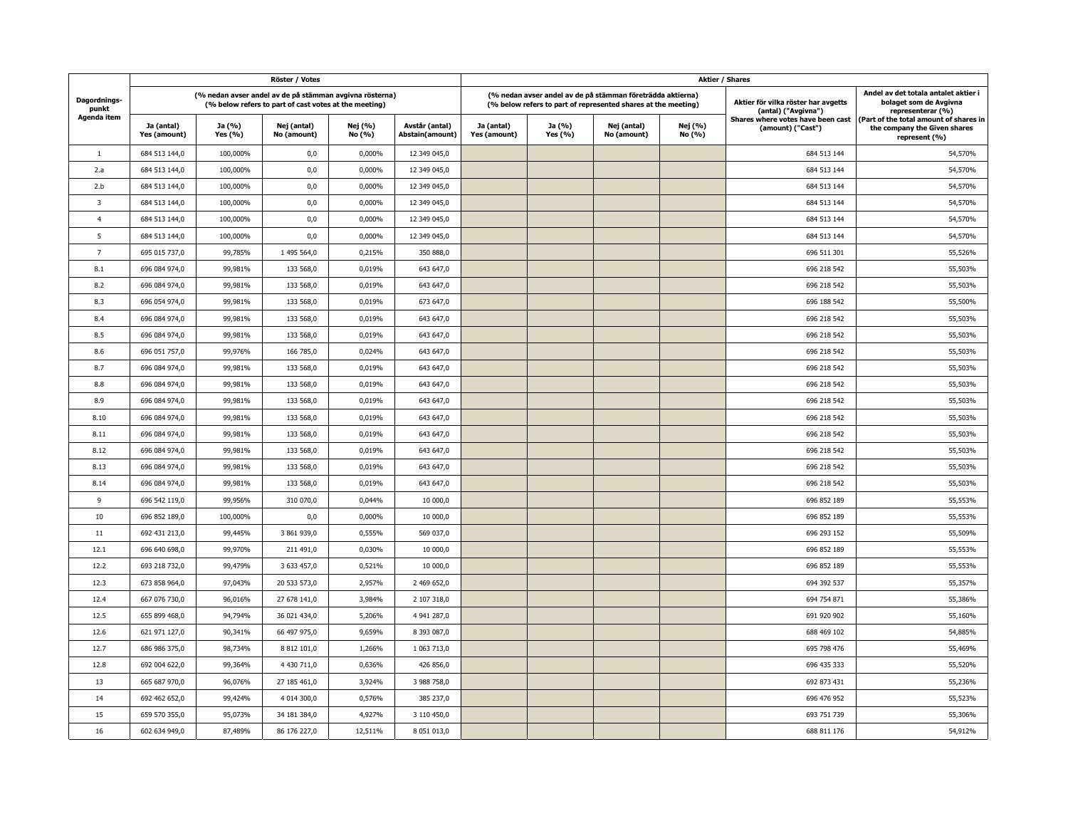| Dagordnings-punkt Agenda item | Röster / Votes | | | | | Aktier / Shares | | | | | |
|---|---|---|---|---|---|---|---|---|---|---|---|
| | (% nedan avser andel av de på stämman avgivna rösterna) (% below refers to part of cast votes at the meeting) | | | | | (% nedan avser andel av de på stämman företrädda aktierna) (% below refers to part of represented shares at the meeting) | | | | Aktier för vilka röster har avgetts (antal) ("Avgivna") Shares where votes have been cast (amount) ("Cast") | Andel av det totala antalet aktier i bolaget som de Avgivna representerar (%) (Part of the total amount of shares in the company the Given shares represent (%) |
| | Ja (antal) Yes (amount) | Ja (%) Yes (%) | Nej (antal) No (amount) | Nej (%) No (%) | Avstår (antal) Abstain(amount) | Ja (antal) Yes (amount) | Ja (%) Yes (%) | Nej (antal) No (amount) | Nej (%) No (%) | | |
| 1 | 684 513 144,0 | 100,000% | 0,0 | 0,000% | 12 349 045,0 | | | | | 684 513 144 | 54,570% |
| 2.a | 684 513 144,0 | 100,000% | 0,0 | 0,000% | 12 349 045,0 | | | | | 684 513 144 | 54,570% |
| 2.b | 684 513 144,0 | 100,000% | 0,0 | 0,000% | 12 349 045,0 | | | | | 684 513 144 | 54,570% |
| 3 | 684 513 144,0 | 100,000% | 0,0 | 0,000% | 12 349 045,0 | | | | | 684 513 144 | 54,570% |
| 4 | 684 513 144,0 | 100,000% | 0,0 | 0,000% | 12 349 045,0 | | | | | 684 513 144 | 54,570% |
| 5 | 684 513 144,0 | 100,000% | 0,0 | 0,000% | 12 349 045,0 | | | | | 684 513 144 | 54,570% |
| 7 | 695 015 737,0 | 99,785% | 1 495 564,0 | 0,215% | 350 888,0 | | | | | 696 511 301 | 55,526% |
| 8.1 | 696 084 974,0 | 99,981% | 133 568,0 | 0,019% | 643 647,0 | | | | | 696 218 542 | 55,503% |
| 8.2 | 696 084 974,0 | 99,981% | 133 568,0 | 0,019% | 643 647,0 | | | | | 696 218 542 | 55,503% |
| 8.3 | 696 054 974,0 | 99,981% | 133 568,0 | 0,019% | 673 647,0 | | | | | 696 188 542 | 55,500% |
| 8.4 | 696 084 974,0 | 99,981% | 133 568,0 | 0,019% | 643 647,0 | | | | | 696 218 542 | 55,503% |
| 8.5 | 696 084 974,0 | 99,981% | 133 568,0 | 0,019% | 643 647,0 | | | | | 696 218 542 | 55,503% |
| 8.6 | 696 051 757,0 | 99,976% | 166 785,0 | 0,024% | 643 647,0 | | | | | 696 218 542 | 55,503% |
| 8.7 | 696 084 974,0 | 99,981% | 133 568,0 | 0,019% | 643 647,0 | | | | | 696 218 542 | 55,503% |
| 8.8 | 696 084 974,0 | 99,981% | 133 568,0 | 0,019% | 643 647,0 | | | | | 696 218 542 | 55,503% |
| 8.9 | 696 084 974,0 | 99,981% | 133 568,0 | 0,019% | 643 647,0 | | | | | 696 218 542 | 55,503% |
| 8.10 | 696 084 974,0 | 99,981% | 133 568,0 | 0,019% | 643 647,0 | | | | | 696 218 542 | 55,503% |
| 8.11 | 696 084 974,0 | 99,981% | 133 568,0 | 0,019% | 643 647,0 | | | | | 696 218 542 | 55,503% |
| 8.12 | 696 084 974,0 | 99,981% | 133 568,0 | 0,019% | 643 647,0 | | | | | 696 218 542 | 55,503% |
| 8.13 | 696 084 974,0 | 99,981% | 133 568,0 | 0,019% | 643 647,0 | | | | | 696 218 542 | 55,503% |
| 8.14 | 696 084 974,0 | 99,981% | 133 568,0 | 0,019% | 643 647,0 | | | | | 696 218 542 | 55,503% |
| 9 | 696 542 119,0 | 99,956% | 310 070,0 | 0,044% | 10 000,0 | | | | | 696 852 189 | 55,553% |
| 10 | 696 852 189,0 | 100,000% | 0,0 | 0,000% | 10 000,0 | | | | | 696 852 189 | 55,553% |
| 11 | 692 431 213,0 | 99,445% | 3 861 939,0 | 0,555% | 569 037,0 | | | | | 696 293 152 | 55,509% |
| 12.1 | 696 640 698,0 | 99,970% | 211 491,0 | 0,030% | 10 000,0 | | | | | 696 852 189 | 55,553% |
| 12.2 | 693 218 732,0 | 99,479% | 3 633 457,0 | 0,521% | 10 000,0 | | | | | 696 852 189 | 55,553% |
| 12.3 | 673 858 964,0 | 97,043% | 20 533 573,0 | 2,957% | 2 469 652,0 | | | | | 694 392 537 | 55,357% |
| 12.4 | 667 076 730,0 | 96,016% | 27 678 141,0 | 3,984% | 2 107 318,0 | | | | | 694 754 871 | 55,386% |
| 12.5 | 655 899 468,0 | 94,794% | 36 021 434,0 | 5,206% | 4 941 287,0 | | | | | 691 920 902 | 55,160% |
| 12.6 | 621 971 127,0 | 90,341% | 66 497 975,0 | 9,659% | 8 393 087,0 | | | | | 688 469 102 | 54,885% |
| 12.7 | 686 986 375,0 | 98,734% | 8 812 101,0 | 1,266% | 1 063 713,0 | | | | | 695 798 476 | 55,469% |
| 12.8 | 692 004 622,0 | 99,364% | 4 430 711,0 | 0,636% | 426 856,0 | | | | | 696 435 333 | 55,520% |
| 13 | 665 687 970,0 | 96,076% | 27 185 461,0 | 3,924% | 3 988 758,0 | | | | | 692 873 431 | 55,236% |
| 14 | 692 462 652,0 | 99,424% | 4 014 300,0 | 0,576% | 385 237,0 | | | | | 696 476 952 | 55,523% |
| 15 | 659 570 355,0 | 95,073% | 34 181 384,0 | 4,927% | 3 110 450,0 | | | | | 693 751 739 | 55,306% |
| 16 | 602 634 949,0 | 87,489% | 86 176 227,0 | 12,511% | 8 051 013,0 | | | | | 688 811 176 | 54,912% |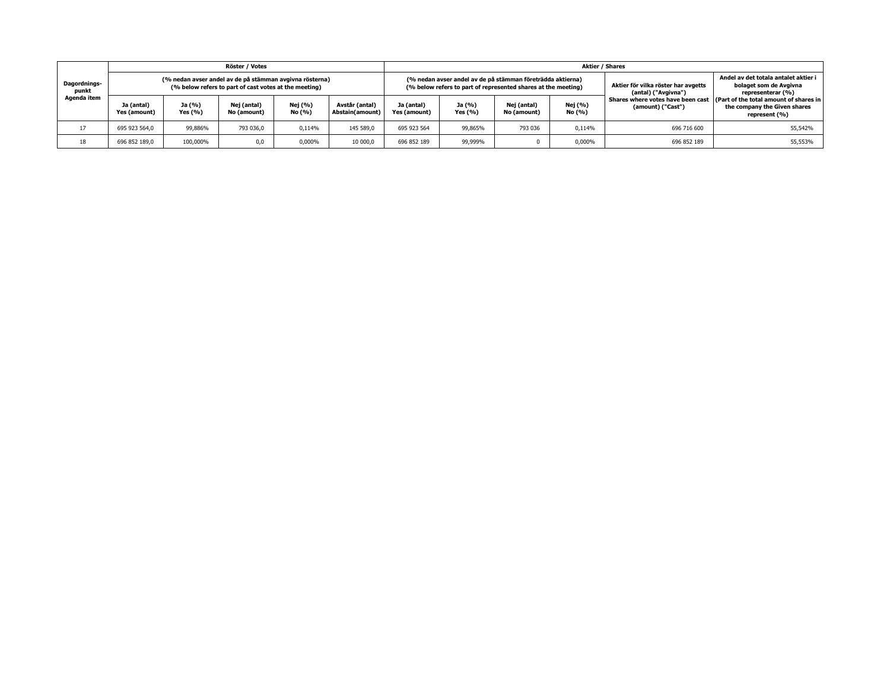| Dagordnings-punkt Agenda item | Röster / Votes | | | | | Aktier / Shares | | | | | |
|---|---|---|---|---|---|---|---|---|---|---|---|
| | (% nedan avser andel av de på stämman avgivna rösterna) (% below refers to part of cast votes at the meeting) | | | | | (% nedan avser andel av de på stämman företrädda aktierna) (% below refers to part of represented shares at the meeting) | | | | Aktier för vilka röster har avgetts (antal) ("Avgivna") Shares where votes have been cast (amount) ("Cast") | Andel av det totala antalet aktier i bolaget som de Avgivna representerar (%) (Part of the total amount of shares in the company the Given shares represent (%) |
| | Ja (antal) Yes (amount) | Ja (%) Yes (%) | Nej (antal) No (amount) | Nej (%) No (%) | Avstår (antal) Abstain(amount) | Ja (antal) Yes (amount) | Ja (%) Yes (%) | Nej (antal) No (amount) | Nej (%) No (%) | | |
| 17 | 695 923 564,0 | 99,886% | 793 036,0 | 0,114% | 145 589,0 | 695 923 564 | 99,865% | 793 036 | 0,114% | 696 716 600 | 55,542% |
| 18 | 696 852 189,0 | 100,000% | 0,0 | 0,000% | 10 000,0 | 696 852 189 | 99,999% | 0 | 0,000% | 696 852 189 | 55,553% |